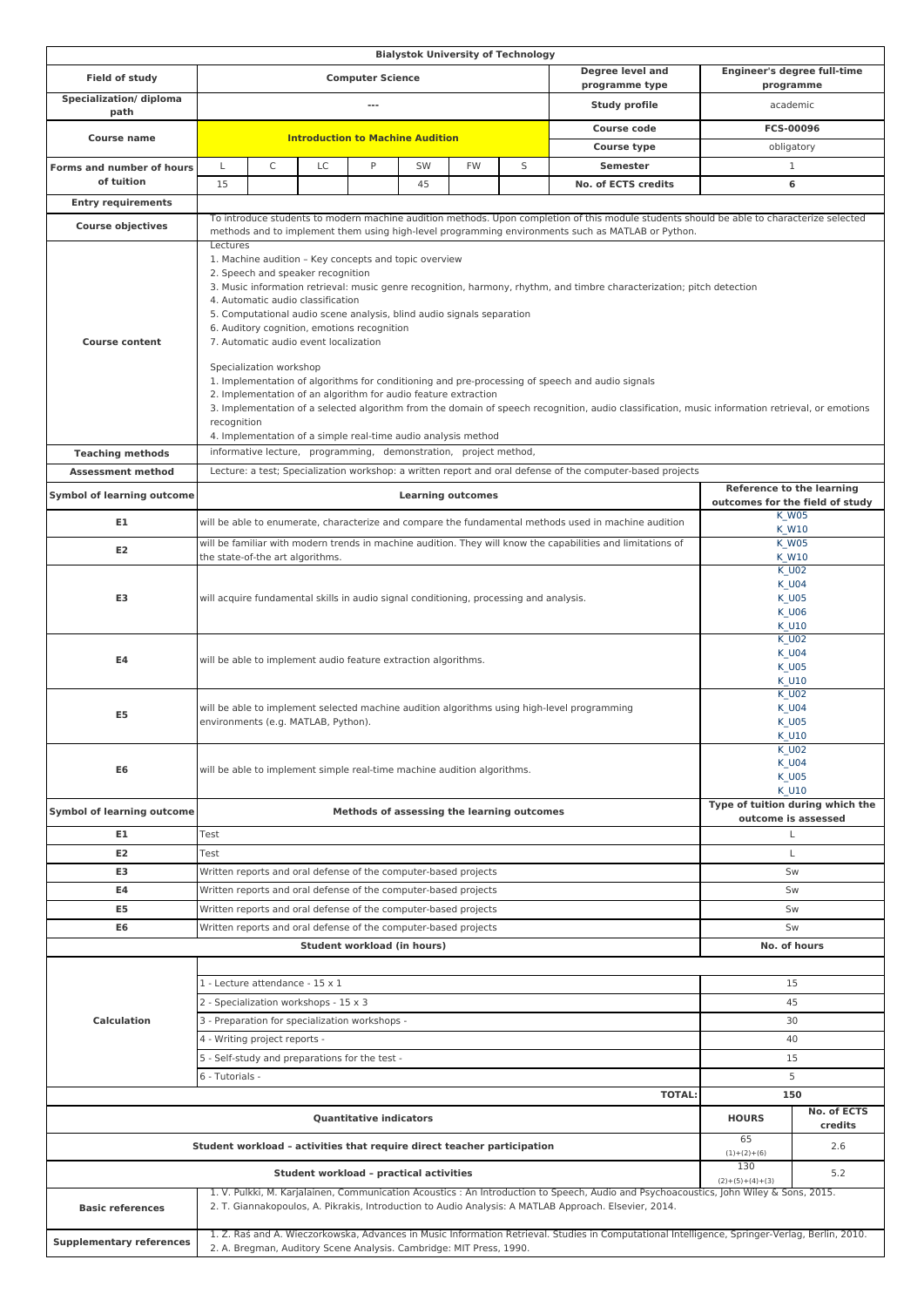# Bialystok University of Technology

| | | | | | | | | | |
|---|---|---|---|---|---|---|---|---|---|
| **Field of study** | Computer Science | | | | | | | **Degree level and programme type** | Engineer's degree full-time programme |
| **Specialization/ diploma path** | --- | | | | | | | **Study profile** | academic |
| **Course name** | **Introduction to Machine Audition** | | | | | | | **Course code** | **FCS-00096** |
| | | | | | | | | **Course type** | obligatory |
| **Forms and number of hours of tuition** | L | C | LC | P | SW | FW | S | **Semester** | 1 |
| | 15 | | | | 45 | | | **No. of ECTS credits** | **6** |

| | |
|---|---|
| **Entry requirements** | |
| **Course objectives** | To introduce students to modern machine audition methods. Upon completion of this module students should be able to characterize selected methods and to implement them using high-level programming environments such as MATLAB or Python. |
| **Course content** | Lectures<br>1. Machine audition – Key concepts and topic overview<br>2. Speech and speaker recognition<br>3. Music information retrieval: music genre recognition, harmony, rhythm, and timbre characterization; pitch detection<br>4. Automatic audio classification<br>5. Computational audio scene analysis, blind audio signals separation<br>6. Auditory cognition, emotions recognition<br>7. Automatic audio event localization<br><br>Specialization workshop<br>1. Implementation of algorithms for conditioning and pre-processing of speech and audio signals<br>2. Implementation of an algorithm for audio feature extraction<br>3. Implementation of a selected algorithm from the domain of speech recognition, audio classification, music information retrieval, or emotions recognition<br>4. Implementation of a simple real-time audio analysis method |
| **Teaching methods** | informative lecture, programming, demonstration, project method, |
| **Assessment method** | Lecture: a test; Specialization workshop: a written report and oral defense of the computer-based projects |

| Symbol of learning outcome | Learning outcomes | Reference to the learning outcomes for the field of study |
|---|---|---|
| **E1** | will be able to enumerate, characterize and compare the fundamental methods used in machine audition | K_W05<br>K_W10 |
| **E2** | will be familiar with modern trends in machine audition. They will know the capabilities and limitations of the state-of-the art algorithms. | K_W05<br>K_W10 |
| **E3** | will acquire fundamental skills in audio signal conditioning, processing and analysis. | K_U02<br>K_U04<br>K_U05<br>K_U06<br>K_U10 |
| **E4** | will be able to implement audio feature extraction algorithms. | K_U02<br>K_U04<br>K_U05<br>K_U10 |
| **E5** | will be able to implement selected machine audition algorithms using high-level programming environments (e.g. MATLAB, Python). | K_U02<br>K_U04<br>K_U05<br>K_U10 |
| **E6** | will be able to implement simple real-time machine audition algorithms. | K_U02<br>K_U04<br>K_U05<br>K_U10 |

| Symbol of learning outcome | Methods of assessing the learning outcomes | Type of tuition during which the outcome is assessed |
|---|---|---|
| **E1** | Test | L |
| **E2** | Test | L |
| **E3** | Written reports and oral defense of the computer-based projects | Sw |
| **E4** | Written reports and oral defense of the computer-based projects | Sw |
| **E5** | Written reports and oral defense of the computer-based projects | Sw |
| **E6** | Written reports and oral defense of the computer-based projects | Sw |

| | Student workload (in hours) | No. of hours |
|---|---|---|
| **Calculation** | 1 - Lecture attendance - 15 x 1 | 15 |
| | 2 - Specialization workshops - 15 x 3 | 45 |
| | 3 - Preparation for specialization workshops - | 30 |
| | 4 - Writing project reports - | 40 |
| | 5 - Self-study and preparations for the test - | 15 |
| | 6 - Tutorials - | 5 |
| | **TOTAL:** | **150** |

| Quantitative indicators | HOURS | No. of ECTS credits |
|---|---|---|
| **Student workload – activities that require direct teacher participation** | 65<br>(1)+(2)+(6) | 2.6 |
| **Student workload – practical activities** | 130<br>(2)+(5)+(4)+(3) | 5.2 |

| | |
|---|---|
| **Basic references** | 1. V. Pulkki, M. Karjalainen, Communication Acoustics : An Introduction to Speech, Audio and Psychoacoustics, John Wiley & Sons, 2015.<br>2. T. Giannakopoulos, A. Pikrakis, Introduction to Audio Analysis: A MATLAB Approach. Elsevier, 2014. |
| **Supplementary references** | 1. Z. Raś and A. Wieczorkowska, Advances in Music Information Retrieval. Studies in Computational Intelligence, Springer-Verlag, Berlin, 2010.<br>2. A. Bregman, Auditory Scene Analysis. Cambridge: MIT Press, 1990. |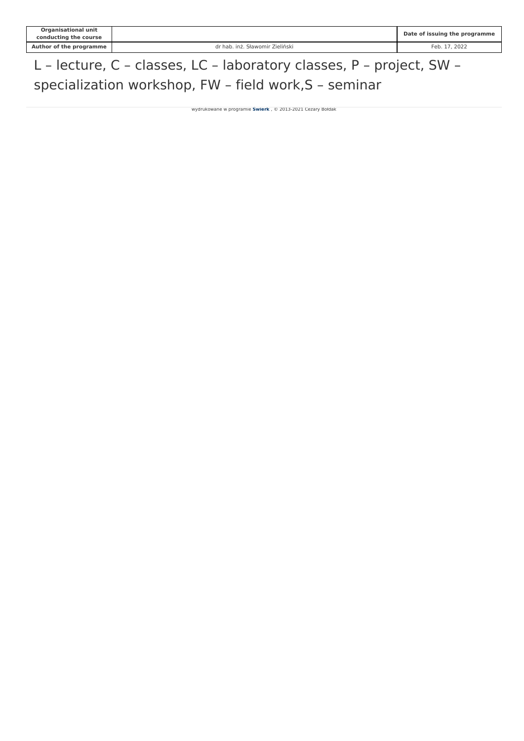| | | |
|---|---|---|
| **Organisational unit conducting the course** | | **Date of issuing the programme** |
| **Author of the programme** | dr hab. inż. Sławomir Zieliński | Feb. 17, 2022 |

L – lecture, C – classes, LC – laboratory classes, P – project, SW – specialization workshop, FW – field work,S – seminar